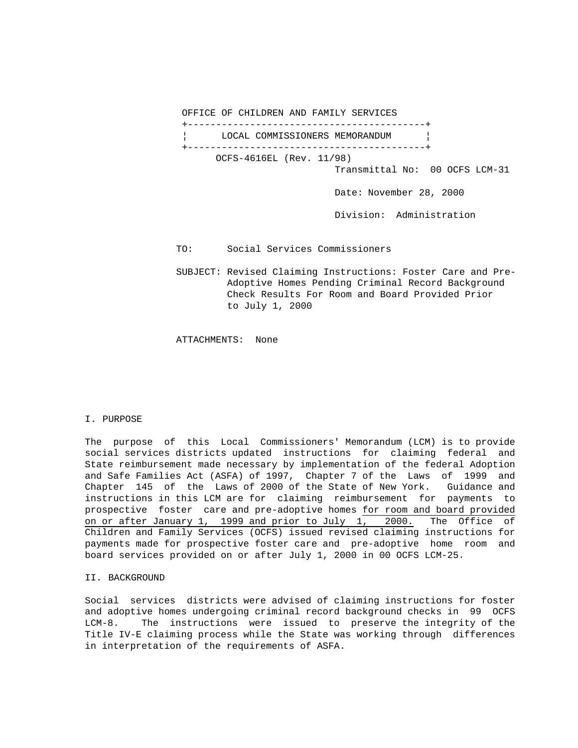OFFICE OF CHILDREN AND FAMILY SERVICES

**LOCAL COMMISSIONERS MEMORANDUM**

OCFS-4616EL (Rev. 11/98)

Transmittal No: 00 OCFS LCM-31

Date: November 28, 2000

Division: Administration

TO: Social Services Commissioners

SUBJECT: Revised Claiming Instructions: Foster Care and Pre-Adoptive Homes Pending Criminal Record Background Check Results For Room and Board Provided Prior to July 1, 2000

ATTACHMENTS: None

## I. PURPOSE

The purpose of this Local Commissioners' Memorandum (LCM) is to provide social services districts updated instructions for claiming federal and State reimbursement made necessary by implementation of the federal Adoption and Safe Families Act (ASFA) of 1997, Chapter 7 of the Laws of 1999 and Chapter 145 of the Laws of 2000 of the State of New York. Guidance and instructions in this LCM are for claiming reimbursement for payments to prospective foster care and pre-adoptive homes <u>for room and board provided on or after January 1, 1999 and prior to July 1, 2000.</u> The Office of Children and Family Services (OCFS) issued revised claiming instructions for payments made for prospective foster care and pre-adoptive home room and board services provided on or after July 1, 2000 in 00 OCFS LCM-25.

## II. BACKGROUND

Social services districts were advised of claiming instructions for foster and adoptive homes undergoing criminal record background checks in 99 OCFS LCM-8. The instructions were issued to preserve the integrity of the Title IV-E claiming process while the State was working through differences in interpretation of the requirements of ASFA.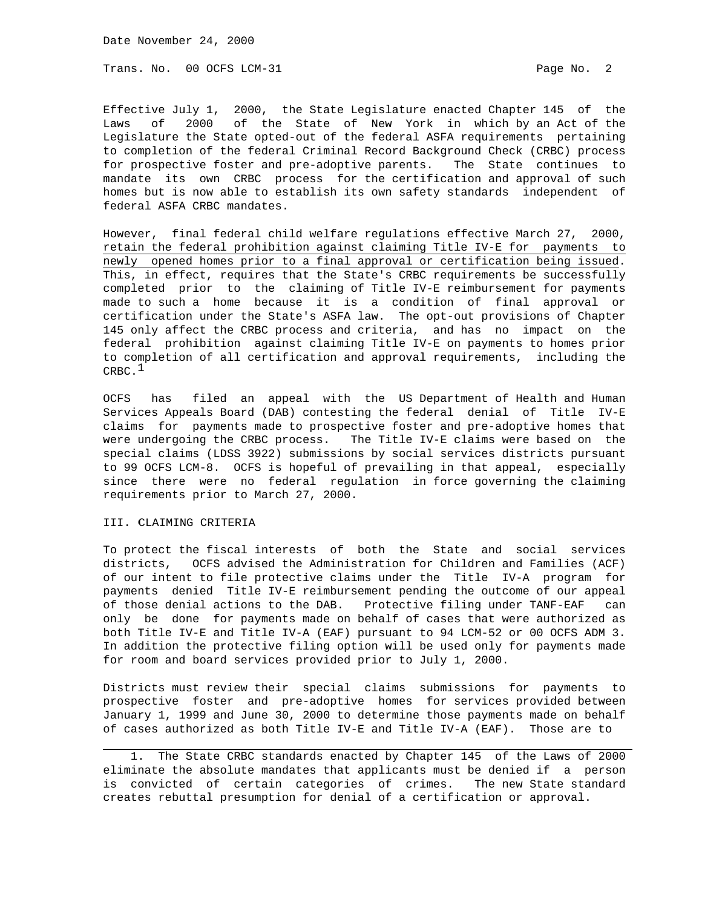Effective July 1, 2000, the State Legislature enacted Chapter 145 of the Laws of 2000 of the State of New York in which by an Act of the Legislature the State opted-out of the federal ASFA requirements pertaining to completion of the federal Criminal Record Background Check (CRBC) process for prospective foster and pre-adoptive parents. The State continues to mandate its own CRBC process for the certification and approval of such homes but is now able to establish its own safety standards independent of federal ASFA CRBC mandates.

However, final federal child welfare regulations effective March 27, 2000, retain the federal prohibition against claiming Title IV-E for payments to newly opened homes prior to a final approval or certification being issued. This, in effect, requires that the State's CRBC requirements be successfully completed prior to the claiming of Title IV-E reimbursement for payments made to such a home because it is a condition of final approval or certification under the State's ASFA law. The opt-out provisions of Chapter 145 only affect the CRBC process and criteria, and has no impact on the federal prohibition against claiming Title IV-E on payments to homes prior to completion of all certification and approval requirements, including the CRBC.[1]

OCFS has filed an appeal with the US Department of Health and Human Services Appeals Board (DAB) contesting the federal denial of Title IV-E claims for payments made to prospective foster and pre-adoptive homes that were undergoing the CRBC process. The Title IV-E claims were based on the special claims (LDSS 3922) submissions by social services districts pursuant to 99 OCFS LCM-8. OCFS is hopeful of prevailing in that appeal, especially since there were no federal regulation in force governing the claiming requirements prior to March 27, 2000.

## III. CLAIMING CRITERIA

To protect the fiscal interests of both the State and social services districts, OCFS advised the Administration for Children and Families (ACF) of our intent to file protective claims under the Title IV-A program for payments denied Title IV-E reimbursement pending the outcome of our appeal of those denial actions to the DAB. Protective filing under TANF-EAF can only be done for payments made on behalf of cases that were authorized as both Title IV-E and Title IV-A (EAF) pursuant to 94 LCM-52 or 00 OCFS ADM 3. In addition the protective filing option will be used only for payments made for room and board services provided prior to July 1, 2000.

Districts must review their special claims submissions for payments to prospective foster and pre-adoptive homes for services provided between January 1, 1999 and June 30, 2000 to determine those payments made on behalf of cases authorized as both Title IV-E and Title IV-A (EAF). Those are to

---

1. The State CRBC standards enacted by Chapter 145 of the Laws of 2000 eliminate the absolute mandates that applicants must be denied if a person is convicted of certain categories of crimes. The new State standard creates rebuttal presumption for denial of a certification or approval.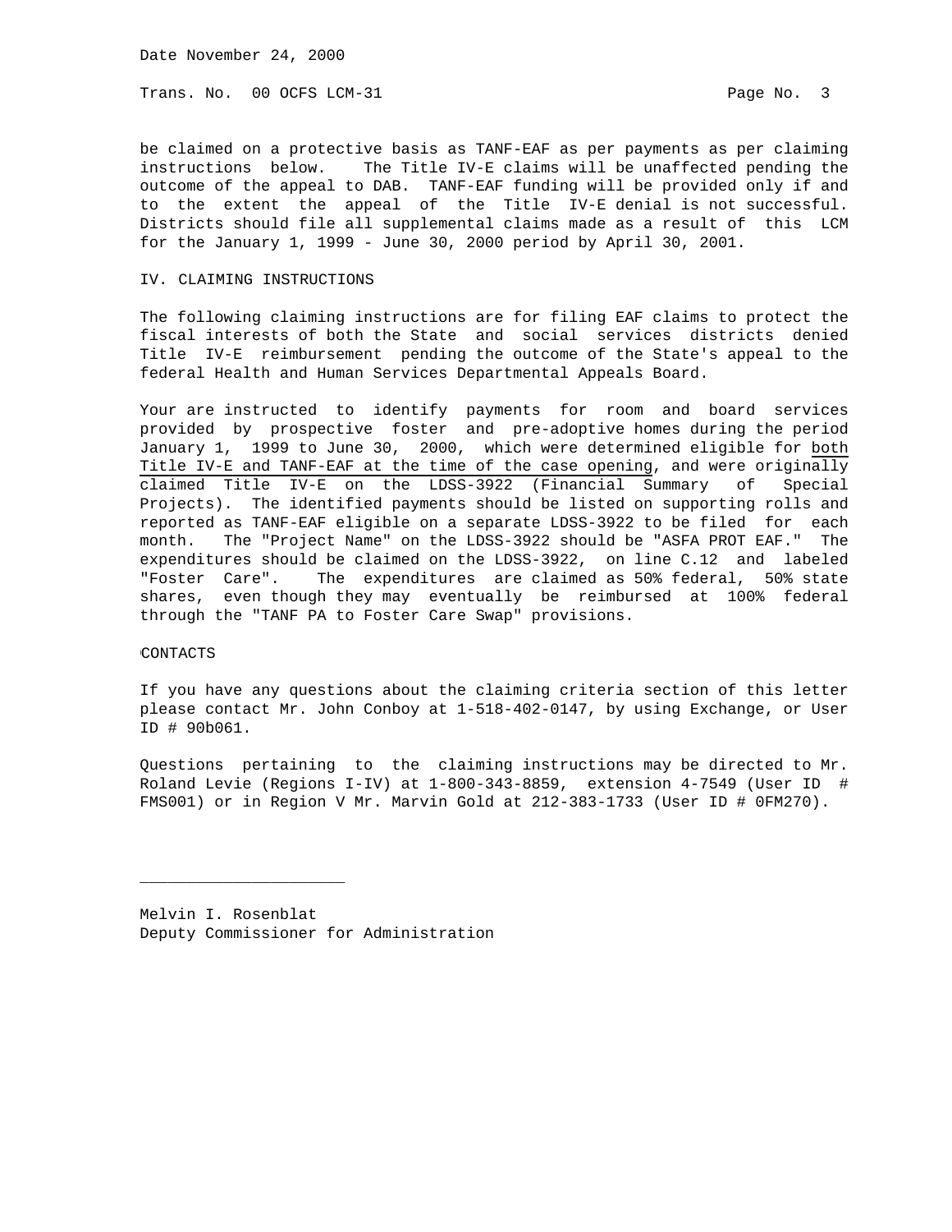be claimed on a protective basis as TANF-EAF as per payments as per claiming instructions below. The Title IV-E claims will be unaffected pending the outcome of the appeal to DAB. TANF-EAF funding will be provided only if and to the extent the appeal of the Title IV-E denial is not successful. Districts should file all supplemental claims made as a result of this LCM for the January 1, 1999 - June 30, 2000 period by April 30, 2001.

## IV. CLAIMING INSTRUCTIONS

The following claiming instructions are for filing EAF claims to protect the fiscal interests of both the State and social services districts denied Title IV-E reimbursement pending the outcome of the State's appeal to the federal Health and Human Services Departmental Appeals Board.

Your are instructed to identify payments for room and board services provided by prospective foster and pre-adoptive homes during the period January 1, 1999 to June 30, 2000, which were determined eligible for <u>both Title IV-E and TANF-EAF at the time of the case opening</u>, and were originally claimed Title IV-E on the LDSS-3922 (Financial Summary of Special Projects). The identified payments should be listed on supporting rolls and reported as TANF-EAF eligible on a separate LDSS-3922 to be filed for each month. The "Project Name" on the LDSS-3922 should be "ASFA PROT EAF." The expenditures should be claimed on the LDSS-3922, on line C.12 and labeled "Foster Care". The expenditures are claimed as 50% federal, 50% state shares, even though they may eventually be reimbursed at 100% federal through the "TANF PA to Foster Care Swap" provisions.

## CONTACTS

If you have any questions about the claiming criteria section of this letter please contact Mr. John Conboy at 1-518-402-0147, by using Exchange, or User ID # 90b061.

Questions pertaining to the claiming instructions may be directed to Mr. Roland Levie (Regions I-IV) at 1-800-343-8859, extension 4-7549 (User ID # FMS001) or in Region V Mr. Marvin Gold at 212-383-1733 (User ID # 0FM270).

______________________

Melvin I. Rosenblat
Deputy Commissioner for Administration